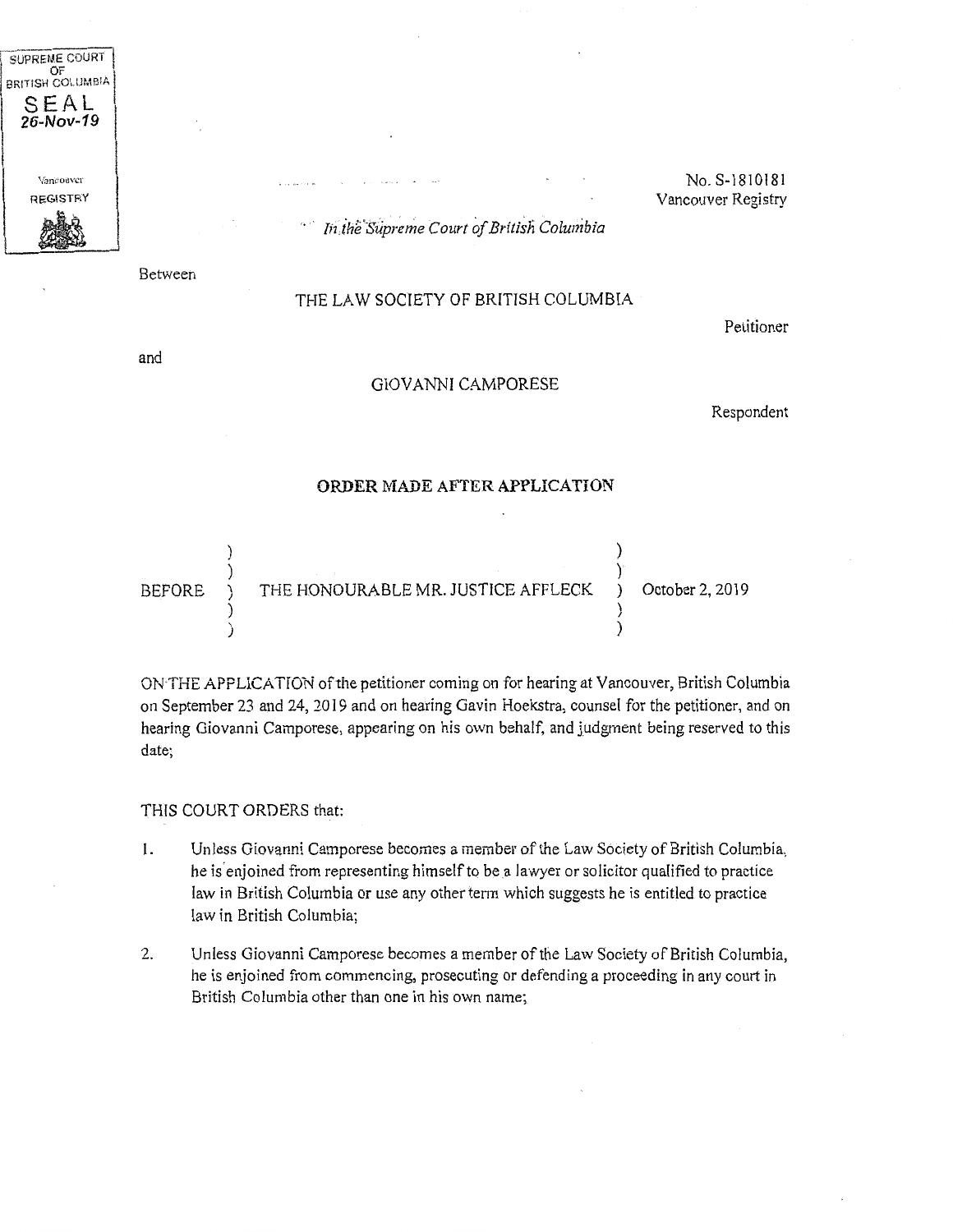SUPREME COURT OF BRITISH COLUMBIA
SEAL
26-Nov-19
Vancouver REGISTRY

No. S-1810181
Vancouver Registry

*In the Supreme Court of British Columbia*

Between

THE LAW SOCIETY OF BRITISH COLUMBIA

Petitioner

and

GIOVANNI CAMPORESE

Respondent

**ORDER MADE AFTER APPLICATION**

BEFORE THE HONOURABLE MR. JUSTICE AFFLECK October 2, 2019

ON THE APPLICATION of the petitioner coming on for hearing at Vancouver, British Columbia on September 23 and 24, 2019 and on hearing Gavin Hoekstra, counsel for the petitioner, and on hearing Giovanni Camporese, appearing on his own behalf, and judgment being reserved to this date;

THIS COURT ORDERS that:

1. Unless Giovanni Camporese becomes a member of the Law Society of British Columbia, he is enjoined from representing himself to be a lawyer or solicitor qualified to practice law in British Columbia or use any other term which suggests he is entitled to practice law in British Columbia;

2. Unless Giovanni Camporese becomes a member of the Law Society of British Columbia, he is enjoined from commencing, prosecuting or defending a proceeding in any court in British Columbia other than one in his own name;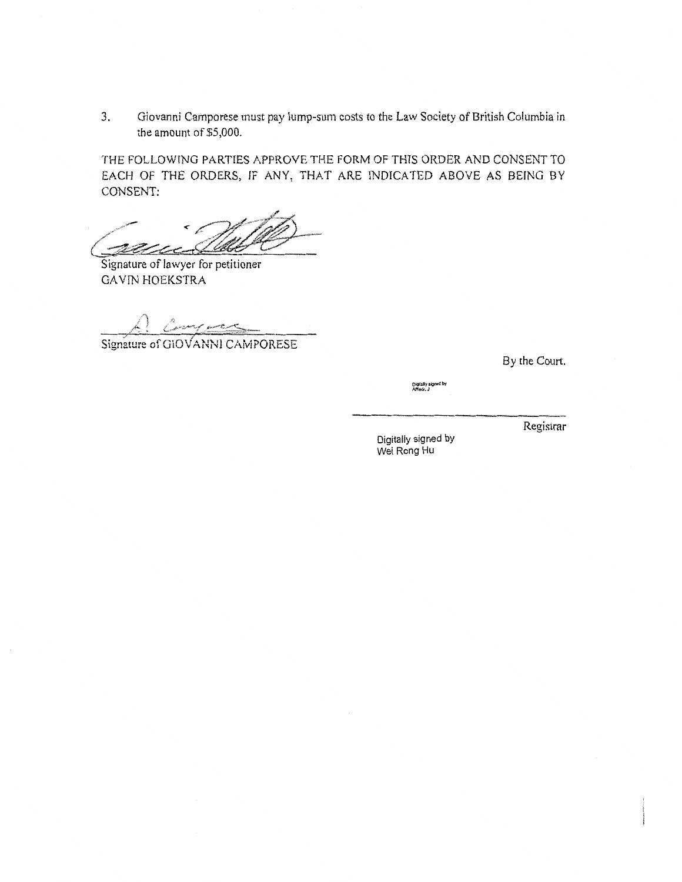3. Giovanni Camporese must pay lump-sum costs to the Law Society of British Columbia in the amount of $5,000.

THE FOLLOWING PARTIES APPROVE THE FORM OF THIS ORDER AND CONSENT TO EACH OF THE ORDERS, IF ANY, THAT ARE INDICATED ABOVE AS BEING BY CONSENT:

Signature of lawyer for petitioner
GAVIN HOEKSTRA

Signature of GIOVANNI CAMPORESE

By the Court.

Digitally signed by Affleck, J

Registrar

Digitally signed by Wei Rong Hu